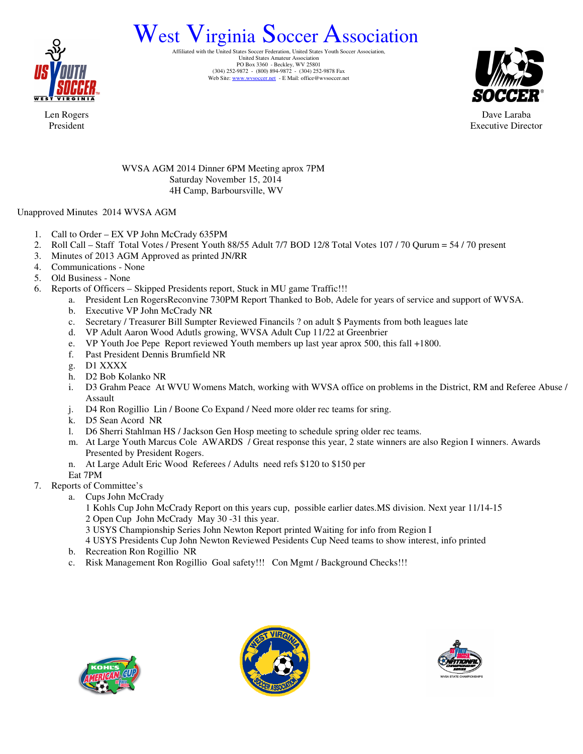# West Virginia Soccer Association

Affiliated with the United States Soccer Federation, United States Youth Soccer Association,
United States Amateur Association
PO Box 3360 - Beckley, WV 25801
(304) 252-9872 - (800) 894-9872 - (304) 252-9878 Fax
Web Site: www.wvsoccer.net - E Mail: office@wvsoccer.net

Len Rogers
President

Dave Laraba
Executive Director

WVSA AGM 2014 Dinner 6PM Meeting aprox 7PM
Saturday November 15, 2014
4H Camp, Barboursville, WV

Unapproved Minutes 2014 WVSA AGM

1. Call to Order – EX VP John McCrady 635PM
2. Roll Call – Staff Total Votes / Present Youth 88/55 Adult 7/7 BOD 12/8 Total Votes 107 / 70 Qurum = 54 / 70 present
3. Minutes of 2013 AGM Approved as printed JN/RR
4. Communications - None
5. Old Business - None
6. Reports of Officers – Skipped Presidents report, Stuck in MU game Traffic!!!
   a. President Len RogersReconvine 730PM Report Thanked to Bob, Adele for years of service and support of WVSA.
   b. Executive VP John McCrady NR
   c. Secretary / Treasurer Bill Sumpter Reviewed Financils ? on adult $ Payments from both leagues late
   d. VP Adult Aaron Wood Adutls growing, WVSA Adult Cup 11/22 at Greenbrier
   e. VP Youth Joe Pepe Report reviewed Youth members up last year aprox 500, this fall +1800.
   f. Past President Dennis Brumfield NR
   g. D1 XXXX
   h. D2 Bob Kolanko NR
   i. D3 Grahm Peace At WVU Womens Match, working with WVSA office on problems in the District, RM and Referee Abuse / Assault
   j. D4 Ron Rogillio Lin / Boone Co Expand / Need more older rec teams for sring.
   k. D5 Sean Acord NR
   l. D6 Sherri Stahlman HS / Jackson Gen Hosp meeting to schedule spring older rec teams.
   m. At Large Youth Marcus Cole AWARDS / Great response this year, 2 state winners are also Region I winners. Awards Presented by President Rogers.
   n. At Large Adult Eric Wood Referees / Adults need refs $120 to $150 per

   Eat 7PM
7. Reports of Committee's
   a. Cups John McCrady
      1 Kohls Cup John McCrady Report on this years cup, possible earlier dates.MS division. Next year 11/14-15
      2 Open Cup John McCrady May 30 -31 this year.
      3 USYS Championship Series John Newton Report printed Waiting for info from Region I
      4 USYS Presidents Cup John Newton Reviewed Pesidents Cup Need teams to show interest, info printed
   b. Recreation Ron Rogillio NR
   c. Risk Management Ron Rogillio Goal safety!!! Con Mgmt / Background Checks!!!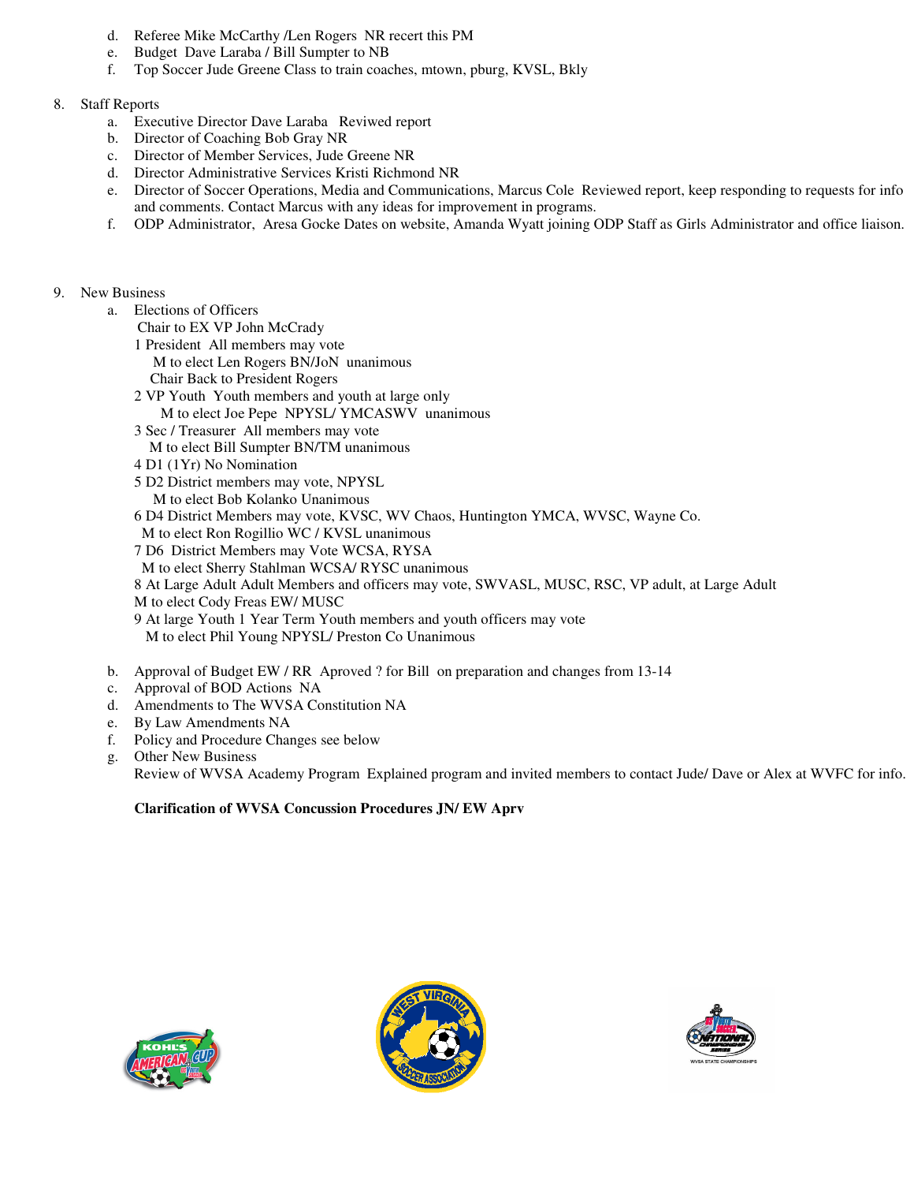d. Referee Mike McCarthy /Len Rogers NR recert this PM
e. Budget Dave Laraba / Bill Sumpter to NB
f. Top Soccer Jude Greene Class to train coaches, mtown, pburg, KVSL, Bkly

8. Staff Reports
   a. Executive Director Dave Laraba Reviwed report
   b. Director of Coaching Bob Gray NR
   c. Director of Member Services, Jude Greene NR
   d. Director Administrative Services Kristi Richmond NR
   e. Director of Soccer Operations, Media and Communications, Marcus Cole Reviewed report, keep responding to requests for info and comments. Contact Marcus with any ideas for improvement in programs.
   f. ODP Administrator, Aresa Gocke Dates on website, Amanda Wyatt joining ODP Staff as Girls Administrator and office liaison.

9. New Business
   a. Elections of Officers
      Chair to EX VP John McCrady
      1 President All members may vote
         M to elect Len Rogers BN/JoN unanimous
         Chair Back to President Rogers
      2 VP Youth Youth members and youth at large only
         M to elect Joe Pepe NPYSL/ YMCASWV unanimous
      3 Sec / Treasurer All members may vote
         M to elect Bill Sumpter BN/TM unanimous
      4 D1 (1Yr) No Nomination
      5 D2 District members may vote, NPYSL
         M to elect Bob Kolanko Unanimous
      6 D4 District Members may vote, KVSC, WV Chaos, Huntington YMCA, WVSC, Wayne Co.
         M to elect Ron Rogillio WC / KVSL unanimous
      7 D6 District Members may Vote WCSA, RYSA
         M to elect Sherry Stahlman WCSA/ RYSC unanimous
      8 At Large Adult Adult Members and officers may vote, SWVASL, MUSC, RSC, VP adult, at Large Adult
         M to elect Cody Freas EW/ MUSC
      9 At large Youth 1 Year Term Youth members and youth officers may vote
         M to elect Phil Young NPYSL/ Preston Co Unanimous

   b. Approval of Budget EW / RR Aproved ? for Bill on preparation and changes from 13-14
   c. Approval of BOD Actions NA
   d. Amendments to The WVSA Constitution NA
   e. By Law Amendments NA
   f. Policy and Procedure Changes see below
   g. Other New Business
      Review of WVSA Academy Program Explained program and invited members to contact Jude/ Dave or Alex at WVFC for info.

      **Clarification of WVSA Concussion Procedures JN/ EW Aprv**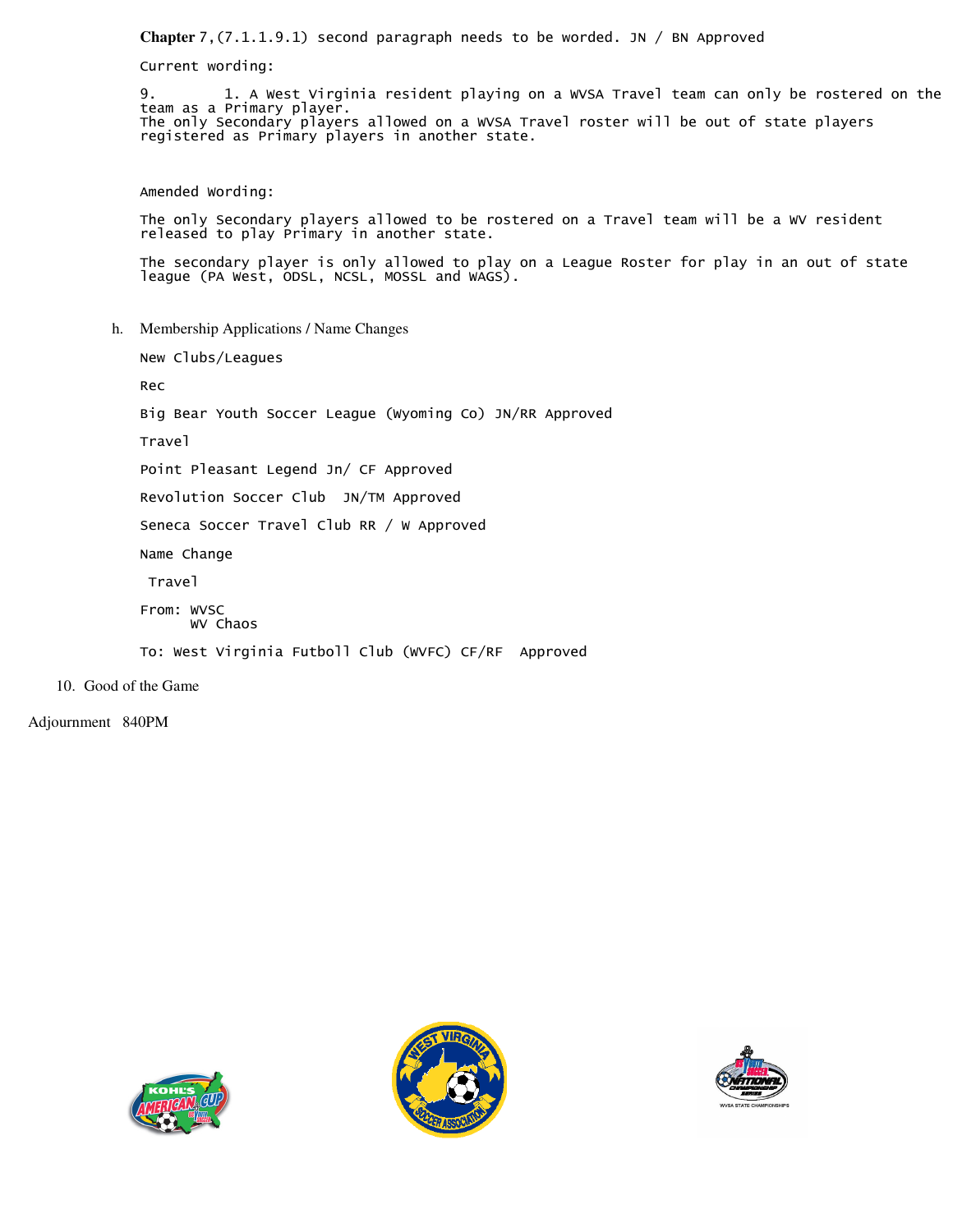**Chapter** 7,(7.1.1.9.1) second paragraph needs to be worded. JN / BN Approved

Current wording:

9. 1. A West Virginia resident playing on a WVSA Travel team can only be rostered on the team as a Primary player.
The only Secondary players allowed on a WVSA Travel roster will be out of state players registered as Primary players in another state.

Amended Wording:

The only Secondary players allowed to be rostered on a Travel team will be a WV resident released to play Primary in another state.

The secondary player is only allowed to play on a League Roster for play in an out of state league (PA West, ODSL, NCSL, MOSSL and WAGS).

h. Membership Applications / Name Changes

New Clubs/Leagues

Rec

Big Bear Youth Soccer League (Wyoming Co) JN/RR Approved

Travel

Point Pleasant Legend Jn/ CF Approved

Revolution Soccer Club JN/TM Approved

Seneca Soccer Travel Club RR / W Approved

Name Change

Travel

From: WVSC
WV Chaos

To: West Virginia Futboll Club (WVFC) CF/RF Approved

10. Good of the Game

Adjournment 840PM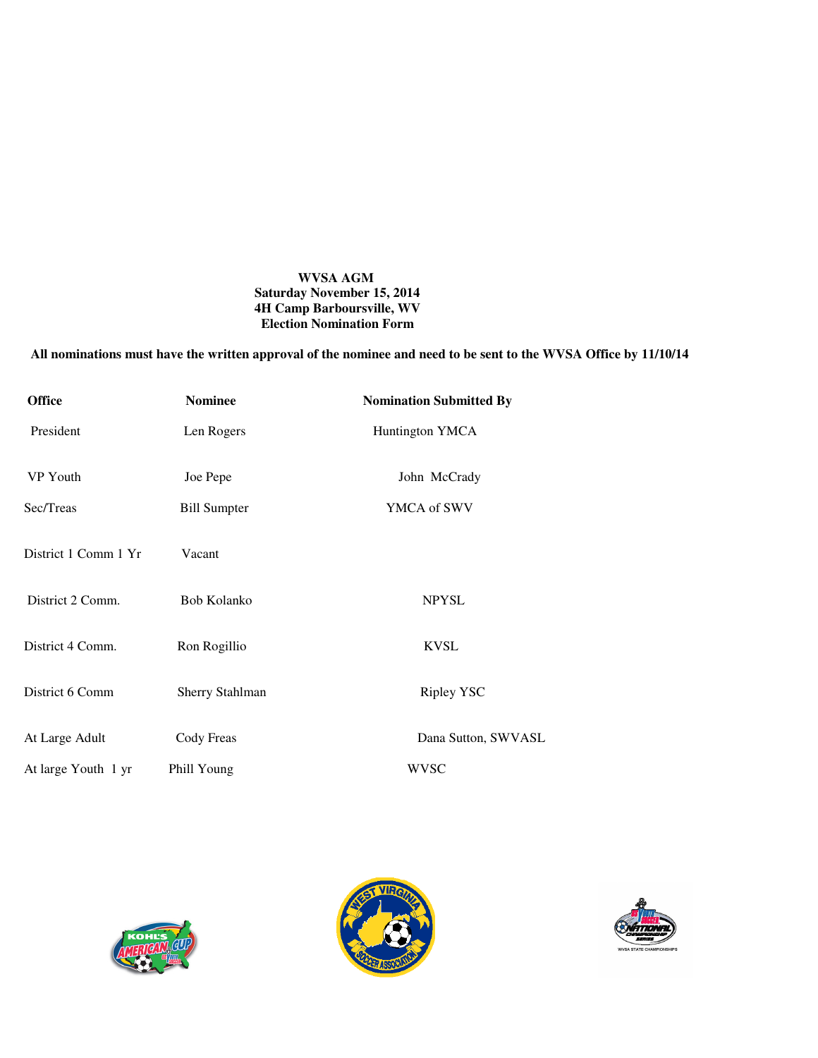**WVSA AGM**
**Saturday November 15, 2014**
**4H Camp Barboursville, WV**
**Election Nomination Form**

**All nominations must have the written approval of the nominee and need to be sent to the WVSA Office by 11/10/14**

| Office | Nominee | Nomination Submitted By |
| --- | --- | --- |
| President | Len Rogers | Huntington YMCA |
| VP Youth | Joe Pepe | John McCrady |
| Sec/Treas | Bill Sumpter | YMCA of SWV |
| District 1 Comm 1 Yr | Vacant | |
| District 2 Comm. | Bob Kolanko | NPYSL |
| District 4 Comm. | Ron Rogillio | KVSL |
| District 6 Comm | Sherry Stahlman | Ripley YSC |
| At Large Adult | Cody Freas | Dana Sutton, SWVASL |
| At large Youth 1 yr | Phill Young | WVSC |